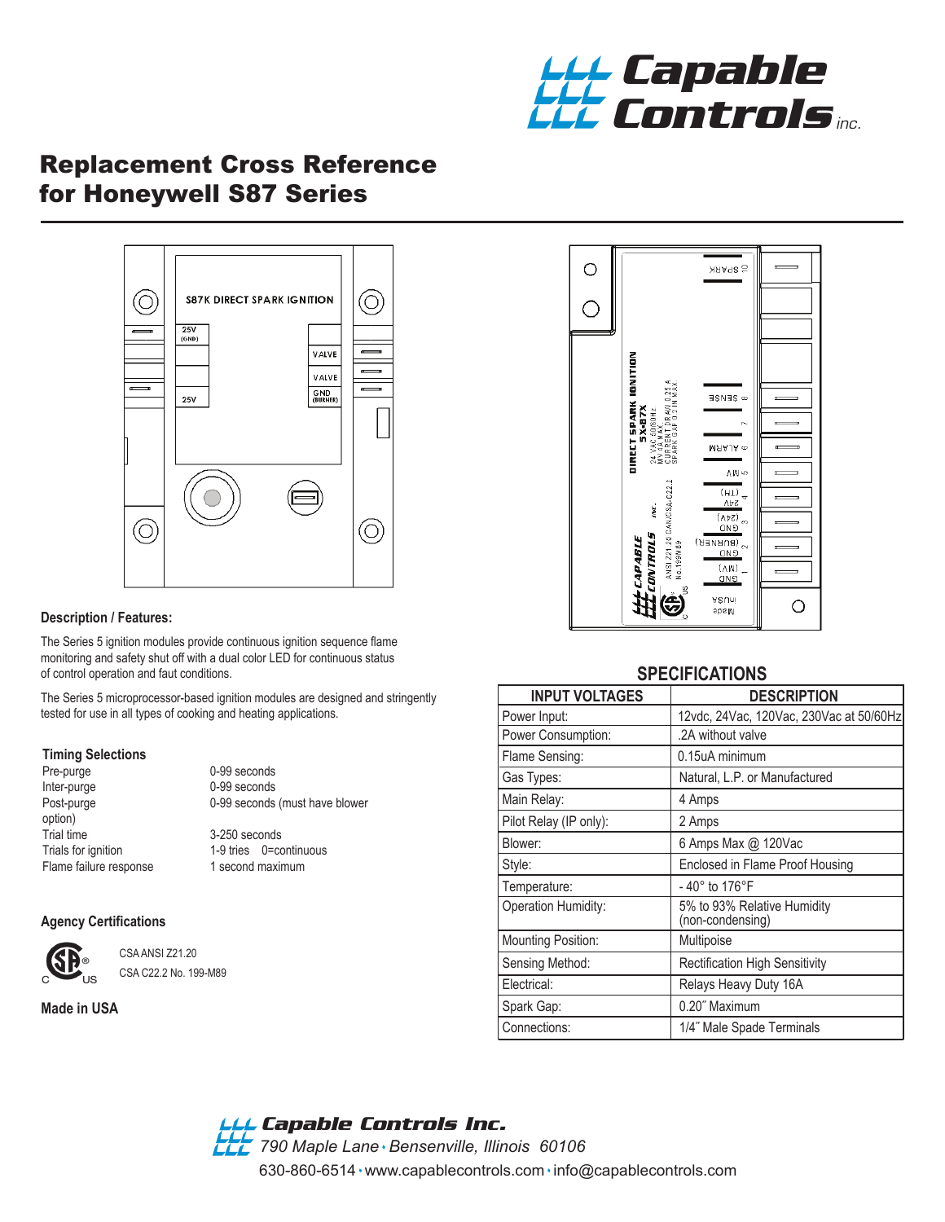# Replacement Cross Reference for Honeywell S87 Series

### Description / Features:

The Series 5 ignition modules provide continuous ignition sequence flame monitoring and safety shut off with a dual color LED for continuous status of control operation and faut conditions.

The Series 5 microprocessor-based ignition modules are designed and stringently tested for use in all types of cooking and heating applications.

### Timing Selections

| | |
|---|---|
| Pre-purge | 0-99 seconds |
| Inter-purge | 0-99 seconds |
| Post-purge | 0-99 seconds (must have blower option) |
| Trial time | 3-250 seconds |
| Trials for ignition | 1-9 tries 0=continuous |
| Flame failure response | 1 second maximum |

### Agency Certifications

CSA ANSI Z21.20

CSA C22.2 No. 199-M89

**Made in USA**

## SPECIFICATIONS

| INPUT VOLTAGES | DESCRIPTION |
|---|---|
| Power Input: | 12vdc, 24Vac, 120Vac, 230Vac at 50/60Hz |
| Power Consumption: | .2A without valve |
| Flame Sensing: | 0.15uA minimum |
| Gas Types: | Natural, L.P. or Manufactured |
| Main Relay: | 4 Amps |
| Pilot Relay (IP only): | 2 Amps |
| Blower: | 6 Amps Max @ 120Vac |
| Style: | Enclosed in Flame Proof Housing |
| Temperature: | - 40° to 176°F |
| Operation Humidity: | 5% to 93% Relative Humidity (non-condensing) |
| Mounting Position: | Multipoise |
| Sensing Method: | Rectification High Sensitivity |
| Electrical: | Relays Heavy Duty 16A |
| Spark Gap: | 0.20″ Maximum |
| Connections: | 1/4″ Male Spade Terminals |

**Capable Controls Inc.**
*790 Maple Lane • Bensenville, Illinois 60106*
630-860-6514 • www.capablecontrols.com • info@capablecontrols.com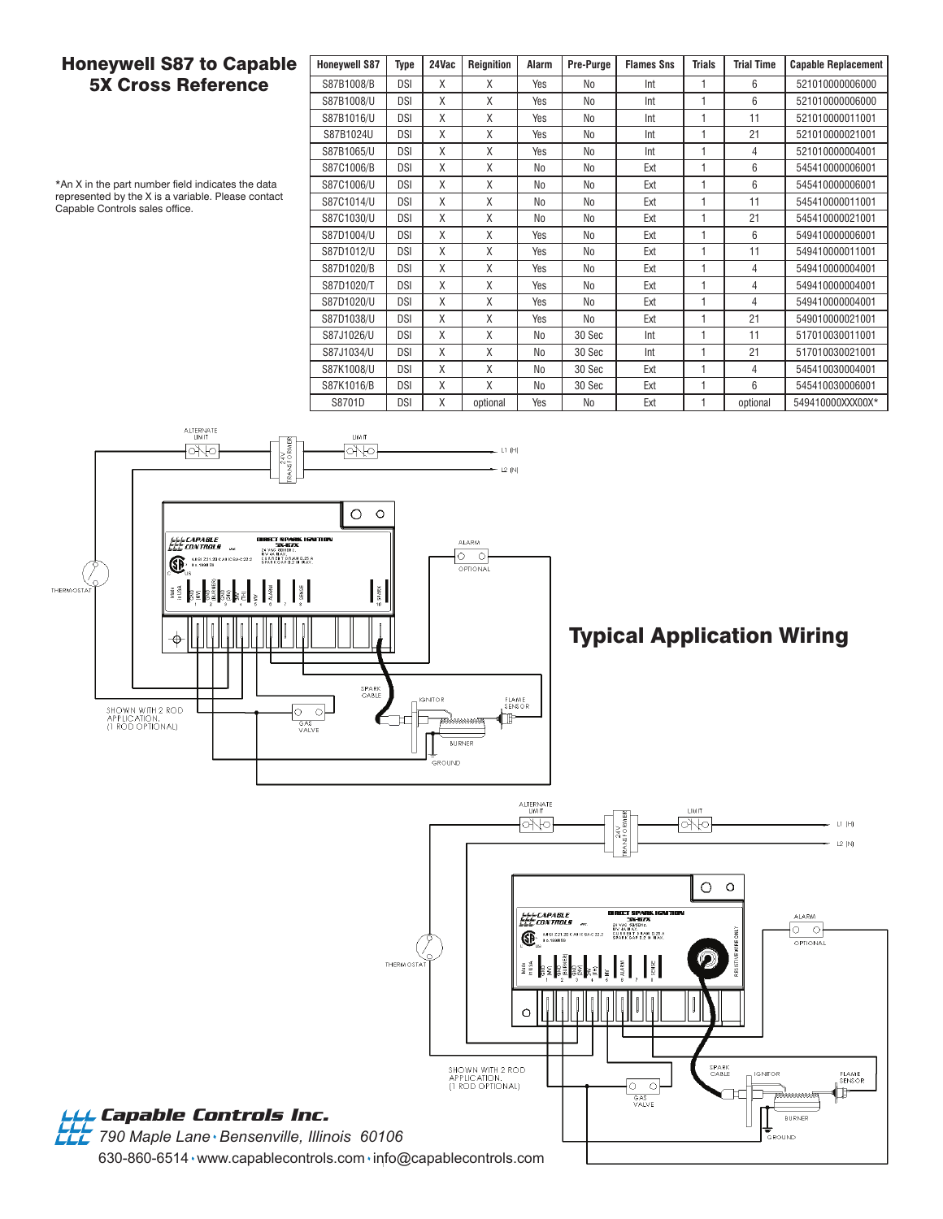# Honeywell S87 to Capable 5X Cross Reference

*An X in the part number field indicates the data represented by the X is a variable. Please contact Capable Controls sales office.

| Honeywell S87 | Type | 24Vac | Reignition | Alarm | Pre-Purge | Flames Sns | Trials | Trial Time | Capable Replacement |
|---|---|---|---|---|---|---|---|---|---|
| S87B1008/B | DSI | X | X | Yes | No | Int | 1 | 6 | 521010000006000 |
| S87B1008/U | DSI | X | X | Yes | No | Int | 1 | 6 | 521010000006000 |
| S87B1016/U | DSI | X | X | Yes | No | Int | 1 | 11 | 521010000011001 |
| S87B1024U | DSI | X | X | Yes | No | Int | 1 | 21 | 521010000021001 |
| S87B1065/U | DSI | X | X | Yes | No | Int | 1 | 4 | 521010000004001 |
| S87C1006/B | DSI | X | X | No | No | Ext | 1 | 6 | 545410000006001 |
| S87C1006/U | DSI | X | X | No | No | Ext | 1 | 6 | 545410000006001 |
| S87C1014/U | DSI | X | X | No | No | Ext | 1 | 11 | 545410000011001 |
| S87C1030/U | DSI | X | X | No | No | Ext | 1 | 21 | 545410000021001 |
| S87D1004/U | DSI | X | X | Yes | No | Ext | 1 | 6 | 549410000006001 |
| S87D1012/U | DSI | X | X | Yes | No | Ext | 1 | 11 | 549410000011001 |
| S87D1020/B | DSI | X | X | Yes | No | Ext | 1 | 4 | 549410000004001 |
| S87D1020/T | DSI | X | X | Yes | No | Ext | 1 | 4 | 549410000004001 |
| S87D1020/U | DSI | X | X | Yes | No | Ext | 1 | 4 | 549410000004001 |
| S87D1038/U | DSI | X | X | Yes | No | Ext | 1 | 21 | 549010000021001 |
| S87J1026/U | DSI | X | X | No | 30 Sec | Int | 1 | 11 | 517010030011001 |
| S87J1034/U | DSI | X | X | No | 30 Sec | Int | 1 | 21 | 517010030021001 |
| S87K1008/U | DSI | X | X | No | 30 Sec | Ext | 1 | 4 | 545410030004001 |
| S87K1016/B | DSI | X | X | No | 30 Sec | Ext | 1 | 6 | 545410030006001 |
| S8701D | DSI | X | optional | Yes | No | Ext | 1 | optional | 549410000XXX00X* |

## Typical Application Wiring

ALTERNATE LIMIT
24V TRANSFORMER
LIMIT
L1 (H)
L2 (N)
THERMOSTAT
ALARM
OPTIONAL
SPARK CABLE
IGNITOR
FLAME SENSOR
BURNER
GROUND
GAS VALVE
SHOWN WITH 2 ROD APPLICATION. (1 ROD OPTIONAL)

ALTERNATE LIMIT
24V TRANSFORMER
LIMIT
L1 (H)
L2 (N)
THERMOSTAT
ALARM
OPTIONAL
RESISTIVE WIRE ONLY
SPARK CABLE
IGNITOR
FLAME SENSOR
BURNER
GROUND
GAS VALVE
SHOWN WITH 2 ROD APPLICATION. (1 ROD OPTIONAL)

**Capable Controls Inc.**

*790 Maple Lane • Bensenville, Illinois 60106*

630-860-6514 • www.capablecontrols.com • info@capablecontrols.com